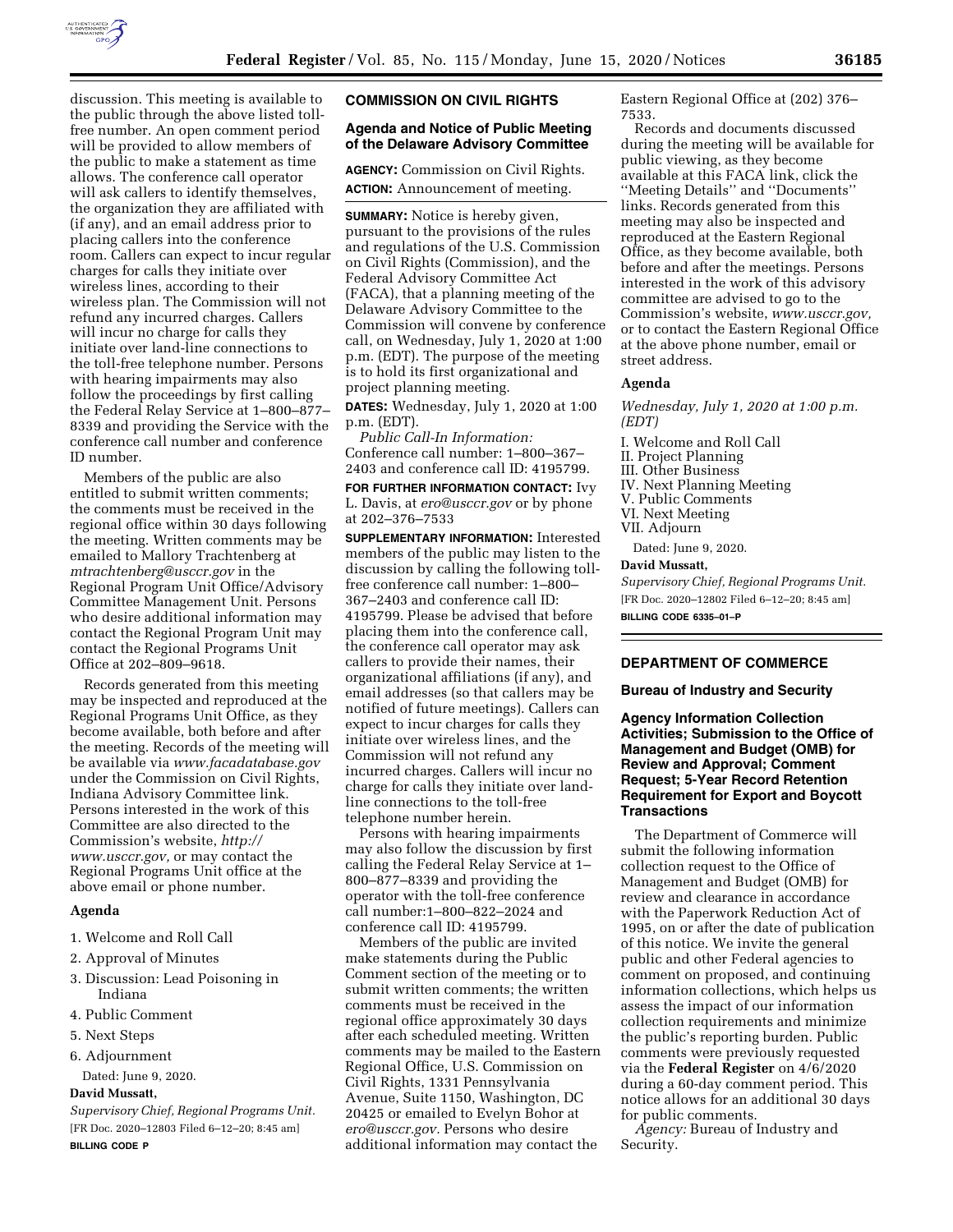discussion. This meeting is available to the public through the above listed toll-free number. An open comment period will be provided to allow members of the public to make a statement as time allows. The conference call operator will ask callers to identify themselves, the organization they are affiliated with (if any), and an email address prior to placing callers into the conference room. Callers can expect to incur regular charges for calls they initiate over wireless lines, according to their wireless plan. The Commission will not refund any incurred charges. Callers will incur no charge for calls they initiate over land-line connections to the toll-free telephone number. Persons with hearing impairments may also follow the proceedings by first calling the Federal Relay Service at 1–800–877–8339 and providing the Service with the conference call number and conference ID number.

Members of the public are also entitled to submit written comments; the comments must be received in the regional office within 30 days following the meeting. Written comments may be emailed to Mallory Trachtenberg at *mtrachtenberg@usccr.gov* in the Regional Program Unit Office/Advisory Committee Management Unit. Persons who desire additional information may contact the Regional Program Unit may contact the Regional Programs Unit Office at 202–809–9618.

Records generated from this meeting may be inspected and reproduced at the Regional Programs Unit Office, as they become available, both before and after the meeting. Records of the meeting will be available via *www.facadatabase.gov* under the Commission on Civil Rights, Indiana Advisory Committee link. Persons interested in the work of this Committee are also directed to the Commission's website, *http://www.usccr.gov,* or may contact the Regional Programs Unit office at the above email or phone number.

### Agenda

1. Welcome and Roll Call
2. Approval of Minutes
3. Discussion: Lead Poisoning in Indiana
4. Public Comment
5. Next Steps
6. Adjournment

Dated: June 9, 2020.

**David Mussatt,**

*Supervisory Chief, Regional Programs Unit.*

[FR Doc. 2020–12803 Filed 6–12–20; 8:45 am]

**BILLING CODE P**

## COMMISSION ON CIVIL RIGHTS

### Agenda and Notice of Public Meeting of the Delaware Advisory Committee

**AGENCY:** Commission on Civil Rights.

**ACTION:** Announcement of meeting.

**SUMMARY:** Notice is hereby given, pursuant to the provisions of the rules and regulations of the U.S. Commission on Civil Rights (Commission), and the Federal Advisory Committee Act (FACA), that a planning meeting of the Delaware Advisory Committee to the Commission will convene by conference call, on Wednesday, July 1, 2020 at 1:00 p.m. (EDT). The purpose of the meeting is to hold its first organizational and project planning meeting.

**DATES:** Wednesday, July 1, 2020 at 1:00 p.m. (EDT).

*Public Call-In Information:* Conference call number: 1–800–367–2403 and conference call ID: 4195799.

**FOR FURTHER INFORMATION CONTACT:** Ivy L. Davis, at *ero@usccr.gov* or by phone at 202–376–7533

**SUPPLEMENTARY INFORMATION:** Interested members of the public may listen to the discussion by calling the following toll-free conference call number: 1–800–367–2403 and conference call ID: 4195799. Please be advised that before placing them into the conference call, the conference call operator may ask callers to provide their names, their organizational affiliations (if any), and email addresses (so that callers may be notified of future meetings). Callers can expect to incur charges for calls they initiate over wireless lines, and the Commission will not refund any incurred charges. Callers will incur no charge for calls they initiate over land-line connections to the toll-free telephone number herein.

Persons with hearing impairments may also follow the discussion by first calling the Federal Relay Service at 1–800–877–8339 and providing the operator with the toll-free conference call number:1–800–822–2024 and conference call ID: 4195799.

Members of the public are invited make statements during the Public Comment section of the meeting or to submit written comments; the written comments must be received in the regional office approximately 30 days after each scheduled meeting. Written comments may be mailed to the Eastern Regional Office, U.S. Commission on Civil Rights, 1331 Pennsylvania Avenue, Suite 1150, Washington, DC 20425 or emailed to Evelyn Bohor at *ero@usccr.gov.* Persons who desire additional information may contact the Eastern Regional Office at (202) 376–7533.

Records and documents discussed during the meeting will be available for public viewing, as they become available at this FACA link, click the ''Meeting Details'' and ''Documents'' links. Records generated from this meeting may also be inspected and reproduced at the Eastern Regional Office, as they become available, both before and after the meetings. Persons interested in the work of this advisory committee are advised to go to the Commission's website, *www.usccr.gov,* or to contact the Eastern Regional Office at the above phone number, email or street address.

### Agenda

*Wednesday, July 1, 2020 at 1:00 p.m. (EDT)*

I. Welcome and Roll Call
II. Project Planning
III. Other Business
IV. Next Planning Meeting
V. Public Comments
VI. Next Meeting
VII. Adjourn

Dated: June 9, 2020.

**David Mussatt,**

*Supervisory Chief, Regional Programs Unit.*

[FR Doc. 2020–12802 Filed 6–12–20; 8:45 am]

**BILLING CODE 6335–01–P**

## DEPARTMENT OF COMMERCE

### Bureau of Industry and Security

### Agency Information Collection Activities; Submission to the Office of Management and Budget (OMB) for Review and Approval; Comment Request; 5-Year Record Retention Requirement for Export and Boycott Transactions

The Department of Commerce will submit the following information collection request to the Office of Management and Budget (OMB) for review and clearance in accordance with the Paperwork Reduction Act of 1995, on or after the date of publication of this notice. We invite the general public and other Federal agencies to comment on proposed, and continuing information collections, which helps us assess the impact of our information collection requirements and minimize the public's reporting burden. Public comments were previously requested via the **Federal Register** on 4/6/2020 during a 60-day comment period. This notice allows for an additional 30 days for public comments.

*Agency:* Bureau of Industry and Security.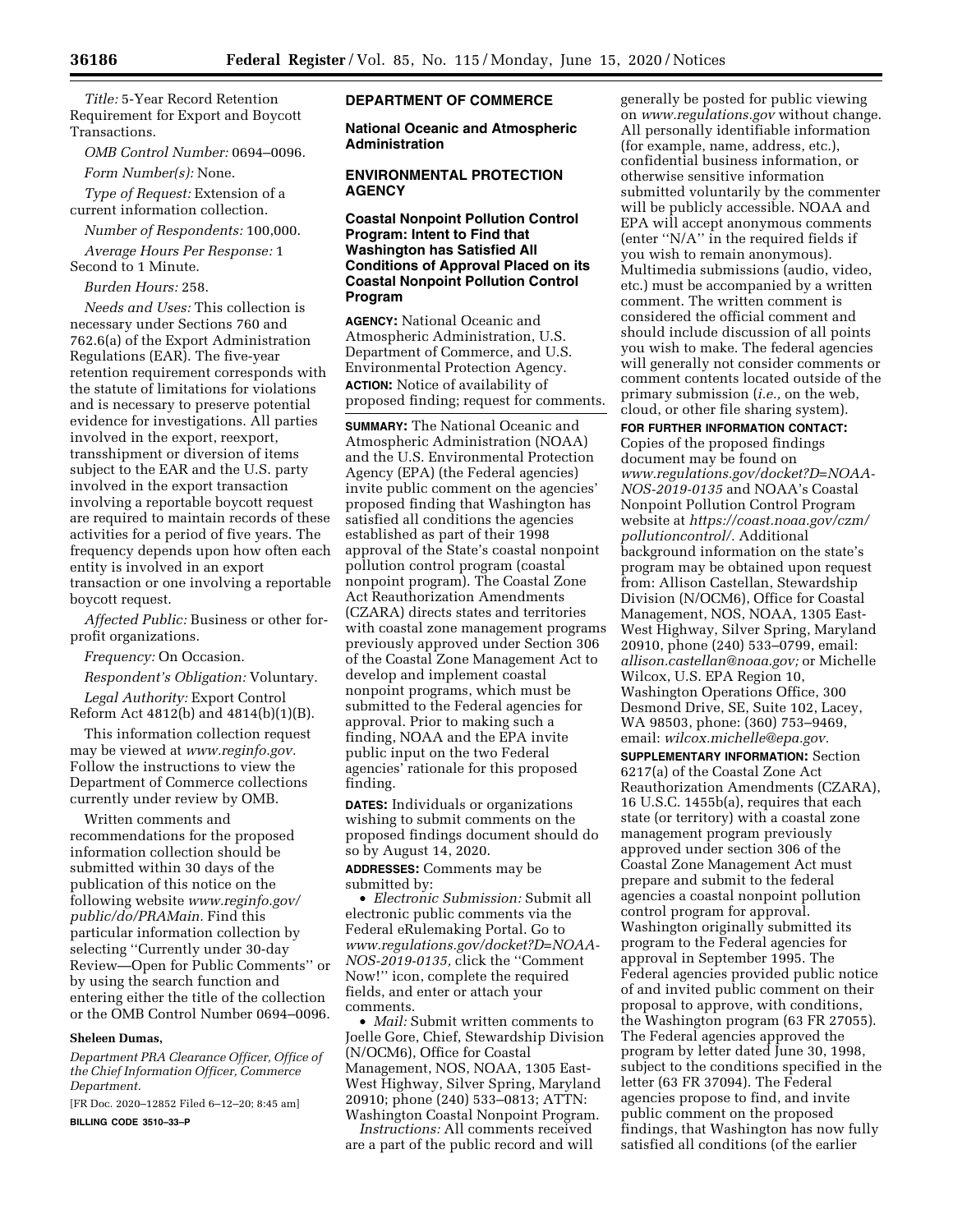*Title:* 5-Year Record Retention Requirement for Export and Boycott Transactions.

*OMB Control Number:* 0694–0096.

*Form Number(s):* None.

*Type of Request:* Extension of a current information collection.

*Number of Respondents:* 100,000.

*Average Hours Per Response:* 1 Second to 1 Minute.

*Burden Hours:* 258.

*Needs and Uses:* This collection is necessary under Sections 760 and 762.6(a) of the Export Administration Regulations (EAR). The five-year retention requirement corresponds with the statute of limitations for violations and is necessary to preserve potential evidence for investigations. All parties involved in the export, reexport, transshipment or diversion of items subject to the EAR and the U.S. party involved in the export transaction involving a reportable boycott request are required to maintain records of these activities for a period of five years. The frequency depends upon how often each entity is involved in an export transaction or one involving a reportable boycott request.

*Affected Public:* Business or other for-profit organizations.

*Frequency:* On Occasion.

*Respondent's Obligation:* Voluntary.

*Legal Authority:* Export Control Reform Act 4812(b) and 4814(b)(1)(B).

This information collection request may be viewed at *www.reginfo.gov.* Follow the instructions to view the Department of Commerce collections currently under review by OMB.

Written comments and recommendations for the proposed information collection should be submitted within 30 days of the publication of this notice on the following website *www.reginfo.gov/public/do/PRAMain.* Find this particular information collection by selecting ''Currently under 30-day Review—Open for Public Comments'' or by using the search function and entering either the title of the collection or the OMB Control Number 0694–0096.

**Sheleen Dumas,**

*Department PRA Clearance Officer, Office of the Chief Information Officer, Commerce Department.*

[FR Doc. 2020–12852 Filed 6–12–20; 8:45 am]

**BILLING CODE 3510–33–P**

**DEPARTMENT OF COMMERCE**

**National Oceanic and Atmospheric Administration**

**ENVIRONMENTAL PROTECTION AGENCY**

**Coastal Nonpoint Pollution Control Program: Intent to Find that Washington has Satisfied All Conditions of Approval Placed on its Coastal Nonpoint Pollution Control Program**

**AGENCY:** National Oceanic and Atmospheric Administration, U.S. Department of Commerce, and U.S. Environmental Protection Agency.

**ACTION:** Notice of availability of proposed finding; request for comments.

**SUMMARY:** The National Oceanic and Atmospheric Administration (NOAA) and the U.S. Environmental Protection Agency (EPA) (the Federal agencies) invite public comment on the agencies' proposed finding that Washington has satisfied all conditions the agencies established as part of their 1998 approval of the State's coastal nonpoint pollution control program (coastal nonpoint program). The Coastal Zone Act Reauthorization Amendments (CZARA) directs states and territories with coastal zone management programs previously approved under Section 306 of the Coastal Zone Management Act to develop and implement coastal nonpoint programs, which must be submitted to the Federal agencies for approval. Prior to making such a finding, NOAA and the EPA invite public input on the two Federal agencies' rationale for this proposed finding.

**DATES:** Individuals or organizations wishing to submit comments on the proposed findings document should do so by August 14, 2020.

**ADDRESSES:** Comments may be submitted by:

- *Electronic Submission:* Submit all electronic public comments via the Federal eRulemaking Portal. Go to *www.regulations.gov/docket?D=NOAA-NOS-2019-0135,* click the ''Comment Now!'' icon, complete the required fields, and enter or attach your comments.
- *Mail:* Submit written comments to Joelle Gore, Chief, Stewardship Division (N/OCM6), Office for Coastal Management, NOS, NOAA, 1305 East-West Highway, Silver Spring, Maryland 20910; phone (240) 533–0813; ATTN: Washington Coastal Nonpoint Program.

*Instructions:* All comments received are a part of the public record and will generally be posted for public viewing on *www.regulations.gov* without change. All personally identifiable information (for example, name, address, etc.), confidential business information, or otherwise sensitive information submitted voluntarily by the commenter will be publicly accessible. NOAA and EPA will accept anonymous comments (enter ''N/A'' in the required fields if you wish to remain anonymous). Multimedia submissions (audio, video, etc.) must be accompanied by a written comment. The written comment is considered the official comment and should include discussion of all points you wish to make. The federal agencies will generally not consider comments or comment contents located outside of the primary submission (*i.e.,* on the web, cloud, or other file sharing system).

**FOR FURTHER INFORMATION CONTACT:** Copies of the proposed findings document may be found on *www.regulations.gov/docket?D=NOAA-NOS-2019-0135* and NOAA's Coastal Nonpoint Pollution Control Program website at *https://coast.noaa.gov/czm/pollutioncontrol/.* Additional background information on the state's program may be obtained upon request from: Allison Castellan, Stewardship Division (N/OCM6), Office for Coastal Management, NOS, NOAA, 1305 East-West Highway, Silver Spring, Maryland 20910, phone (240) 533–0799, email: *allison.castellan@noaa.gov;* or Michelle Wilcox, U.S. EPA Region 10, Washington Operations Office, 300 Desmond Drive, SE, Suite 102, Lacey, WA 98503, phone: (360) 753–9469, email: *wilcox.michelle@epa.gov.*

**SUPPLEMENTARY INFORMATION:** Section 6217(a) of the Coastal Zone Act Reauthorization Amendments (CZARA), 16 U.S.C. 1455b(a), requires that each state (or territory) with a coastal zone management program previously approved under section 306 of the Coastal Zone Management Act must prepare and submit to the federal agencies a coastal nonpoint pollution control program for approval. Washington originally submitted its program to the Federal agencies for approval in September 1995. The Federal agencies provided public notice of and invited public comment on their proposal to approve, with conditions, the Washington program (63 FR 27055). The Federal agencies approved the program by letter dated June 30, 1998, subject to the conditions specified in the letter (63 FR 37094). The Federal agencies propose to find, and invite public comment on the proposed findings, that Washington has now fully satisfied all conditions (of the earlier